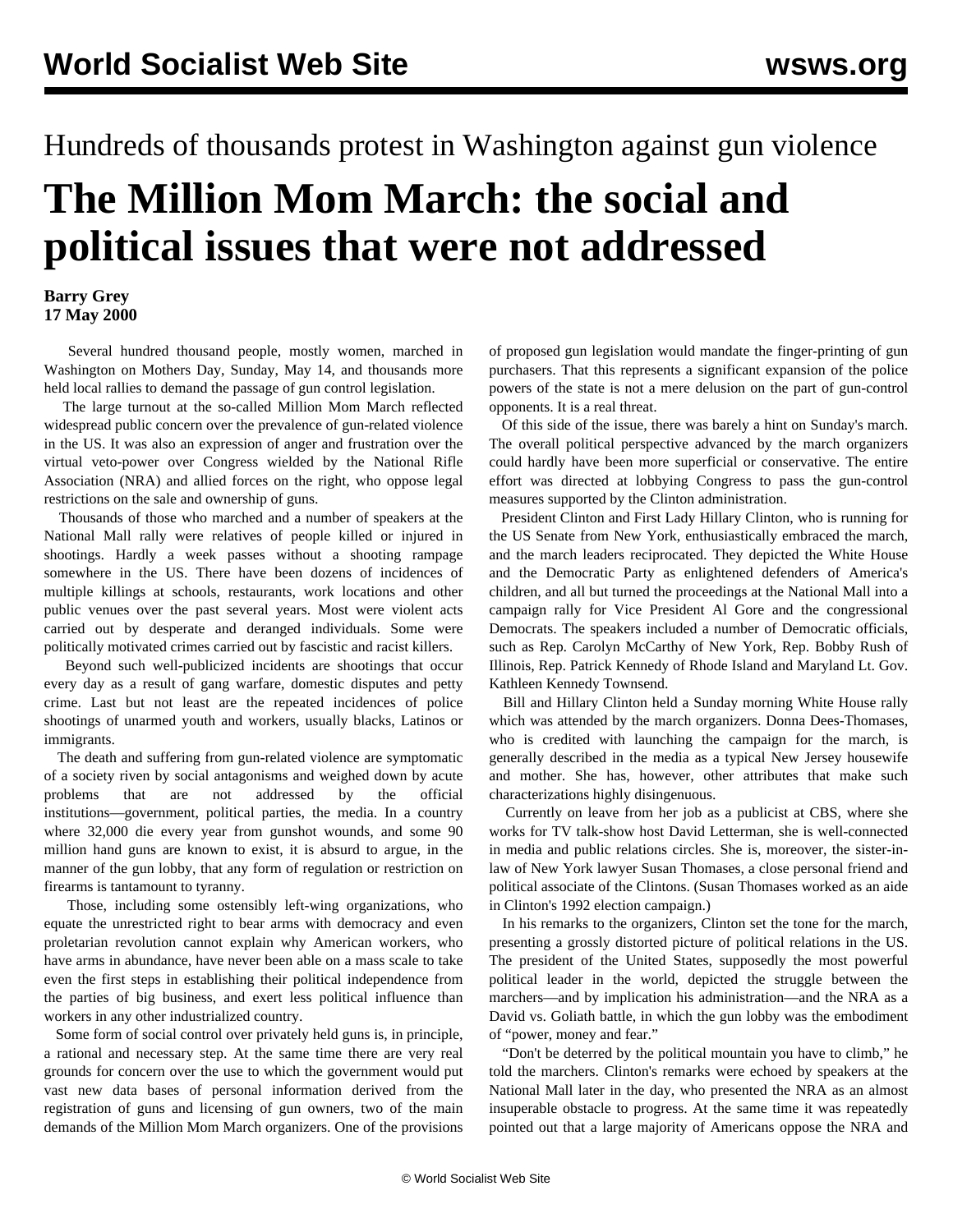Hundreds of thousands protest in Washington against gun violence

# The Million Mom March: the social and political issues that were not addressed

**Barry Grey**
**17 May 2000**

Several hundred thousand people, mostly women, marched in Washington on Mothers Day, Sunday, May 14, and thousands more held local rallies to demand the passage of gun control legislation.

The large turnout at the so-called Million Mom March reflected widespread public concern over the prevalence of gun-related violence in the US. It was also an expression of anger and frustration over the virtual veto-power over Congress wielded by the National Rifle Association (NRA) and allied forces on the right, who oppose legal restrictions on the sale and ownership of guns.

Thousands of those who marched and a number of speakers at the National Mall rally were relatives of people killed or injured in shootings. Hardly a week passes without a shooting rampage somewhere in the US. There have been dozens of incidences of multiple killings at schools, restaurants, work locations and other public venues over the past several years. Most were violent acts carried out by desperate and deranged individuals. Some were politically motivated crimes carried out by fascistic and racist killers.

Beyond such well-publicized incidents are shootings that occur every day as a result of gang warfare, domestic disputes and petty crime. Last but not least are the repeated incidences of police shootings of unarmed youth and workers, usually blacks, Latinos or immigrants.

The death and suffering from gun-related violence are symptomatic of a society riven by social antagonisms and weighed down by acute problems that are not addressed by the official institutions—government, political parties, the media. In a country where 32,000 die every year from gunshot wounds, and some 90 million hand guns are known to exist, it is absurd to argue, in the manner of the gun lobby, that any form of regulation or restriction on firearms is tantamount to tyranny.

Those, including some ostensibly left-wing organizations, who equate the unrestricted right to bear arms with democracy and even proletarian revolution cannot explain why American workers, who have arms in abundance, have never been able on a mass scale to take even the first steps in establishing their political independence from the parties of big business, and exert less political influence than workers in any other industrialized country.

Some form of social control over privately held guns is, in principle, a rational and necessary step. At the same time there are very real grounds for concern over the use to which the government would put vast new data bases of personal information derived from the registration of guns and licensing of gun owners, two of the main demands of the Million Mom March organizers. One of the provisions of proposed gun legislation would mandate the finger-printing of gun purchasers. That this represents a significant expansion of the police powers of the state is not a mere delusion on the part of gun-control opponents. It is a real threat.

Of this side of the issue, there was barely a hint on Sunday's march. The overall political perspective advanced by the march organizers could hardly have been more superficial or conservative. The entire effort was directed at lobbying Congress to pass the gun-control measures supported by the Clinton administration.

President Clinton and First Lady Hillary Clinton, who is running for the US Senate from New York, enthusiastically embraced the march, and the march leaders reciprocated. They depicted the White House and the Democratic Party as enlightened defenders of America's children, and all but turned the proceedings at the National Mall into a campaign rally for Vice President Al Gore and the congressional Democrats. The speakers included a number of Democratic officials, such as Rep. Carolyn McCarthy of New York, Rep. Bobby Rush of Illinois, Rep. Patrick Kennedy of Rhode Island and Maryland Lt. Gov. Kathleen Kennedy Townsend.

Bill and Hillary Clinton held a Sunday morning White House rally which was attended by the march organizers. Donna Dees-Thomases, who is credited with launching the campaign for the march, is generally described in the media as a typical New Jersey housewife and mother. She has, however, other attributes that make such characterizations highly disingenuous.

Currently on leave from her job as a publicist at CBS, where she works for TV talk-show host David Letterman, she is well-connected in media and public relations circles. She is, moreover, the sister-in-law of New York lawyer Susan Thomases, a close personal friend and political associate of the Clintons. (Susan Thomases worked as an aide in Clinton's 1992 election campaign.)

In his remarks to the organizers, Clinton set the tone for the march, presenting a grossly distorted picture of political relations in the US. The president of the United States, supposedly the most powerful political leader in the world, depicted the struggle between the marchers—and by implication his administration—and the NRA as a David vs. Goliath battle, in which the gun lobby was the embodiment of "power, money and fear."

"Don't be deterred by the political mountain you have to climb," he told the marchers. Clinton's remarks were echoed by speakers at the National Mall later in the day, who presented the NRA as an almost insuperable obstacle to progress. At the same time it was repeatedly pointed out that a large majority of Americans oppose the NRA and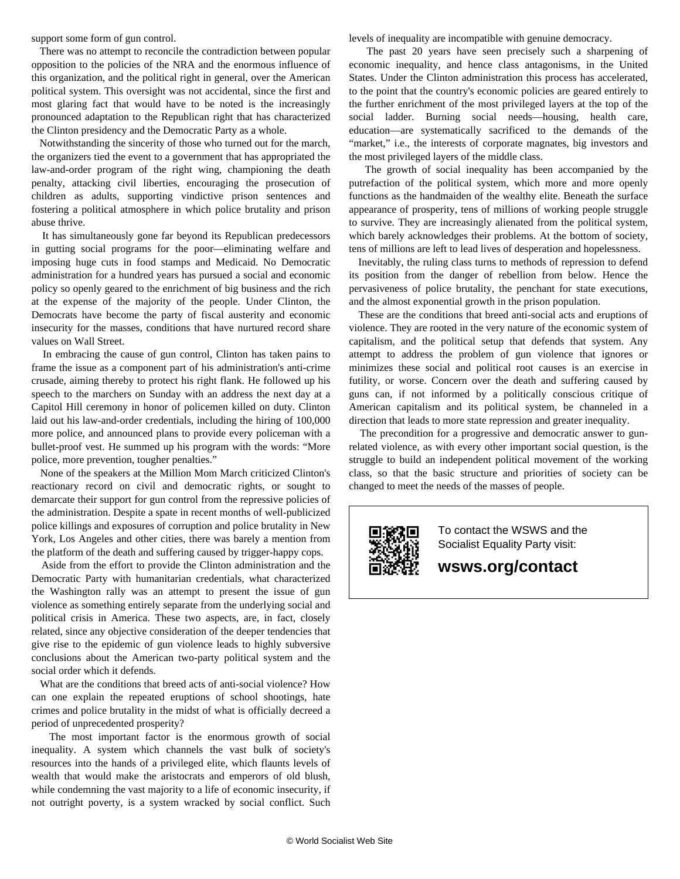support some form of gun control.

There was no attempt to reconcile the contradiction between popular opposition to the policies of the NRA and the enormous influence of this organization, and the political right in general, over the American political system. This oversight was not accidental, since the first and most glaring fact that would have to be noted is the increasingly pronounced adaptation to the Republican right that has characterized the Clinton presidency and the Democratic Party as a whole.

Notwithstanding the sincerity of those who turned out for the march, the organizers tied the event to a government that has appropriated the law-and-order program of the right wing, championing the death penalty, attacking civil liberties, encouraging the prosecution of children as adults, supporting vindictive prison sentences and fostering a political atmosphere in which police brutality and prison abuse thrive.

It has simultaneously gone far beyond its Republican predecessors in gutting social programs for the poor—eliminating welfare and imposing huge cuts in food stamps and Medicaid. No Democratic administration for a hundred years has pursued a social and economic policy so openly geared to the enrichment of big business and the rich at the expense of the majority of the people. Under Clinton, the Democrats have become the party of fiscal austerity and economic insecurity for the masses, conditions that have nurtured record share values on Wall Street.

In embracing the cause of gun control, Clinton has taken pains to frame the issue as a component part of his administration's anti-crime crusade, aiming thereby to protect his right flank. He followed up his speech to the marchers on Sunday with an address the next day at a Capitol Hill ceremony in honor of policemen killed on duty. Clinton laid out his law-and-order credentials, including the hiring of 100,000 more police, and announced plans to provide every policeman with a bullet-proof vest. He summed up his program with the words: "More police, more prevention, tougher penalties."

None of the speakers at the Million Mom March criticized Clinton's reactionary record on civil and democratic rights, or sought to demarcate their support for gun control from the repressive policies of the administration. Despite a spate in recent months of well-publicized police killings and exposures of corruption and police brutality in New York, Los Angeles and other cities, there was barely a mention from the platform of the death and suffering caused by trigger-happy cops.

Aside from the effort to provide the Clinton administration and the Democratic Party with humanitarian credentials, what characterized the Washington rally was an attempt to present the issue of gun violence as something entirely separate from the underlying social and political crisis in America. These two aspects, are, in fact, closely related, since any objective consideration of the deeper tendencies that give rise to the epidemic of gun violence leads to highly subversive conclusions about the American two-party political system and the social order which it defends.

What are the conditions that breed acts of anti-social violence? How can one explain the repeated eruptions of school shootings, hate crimes and police brutality in the midst of what is officially decreed a period of unprecedented prosperity?

The most important factor is the enormous growth of social inequality. A system which channels the vast bulk of society's resources into the hands of a privileged elite, which flaunts levels of wealth that would make the aristocrats and emperors of old blush, while condemning the vast majority to a life of economic insecurity, if not outright poverty, is a system wracked by social conflict. Such levels of inequality are incompatible with genuine democracy.

The past 20 years have seen precisely such a sharpening of economic inequality, and hence class antagonisms, in the United States. Under the Clinton administration this process has accelerated, to the point that the country's economic policies are geared entirely to the further enrichment of the most privileged layers at the top of the social ladder. Burning social needs—housing, health care, education—are systematically sacrificed to the demands of the "market," i.e., the interests of corporate magnates, big investors and the most privileged layers of the middle class.

The growth of social inequality has been accompanied by the putrefaction of the political system, which more and more openly functions as the handmaiden of the wealthy elite. Beneath the surface appearance of prosperity, tens of millions of working people struggle to survive. They are increasingly alienated from the political system, which barely acknowledges their problems. At the bottom of society, tens of millions are left to lead lives of desperation and hopelessness.

Inevitably, the ruling class turns to methods of repression to defend its position from the danger of rebellion from below. Hence the pervasiveness of police brutality, the penchant for state executions, and the almost exponential growth in the prison population.

These are the conditions that breed anti-social acts and eruptions of violence. They are rooted in the very nature of the economic system of capitalism, and the political setup that defends that system. Any attempt to address the problem of gun violence that ignores or minimizes these social and political root causes is an exercise in futility, or worse. Concern over the death and suffering caused by guns can, if not informed by a politically conscious critique of American capitalism and its political system, be channeled in a direction that leads to more state repression and greater inequality.

The precondition for a progressive and democratic answer to gun-related violence, as with every other important social question, is the struggle to build an independent political movement of the working class, so that the basic structure and priorities of society can be changed to meet the needs of the masses of people.

To contact the WSWS and the Socialist Equality Party visit:

**wsws.org/contact**